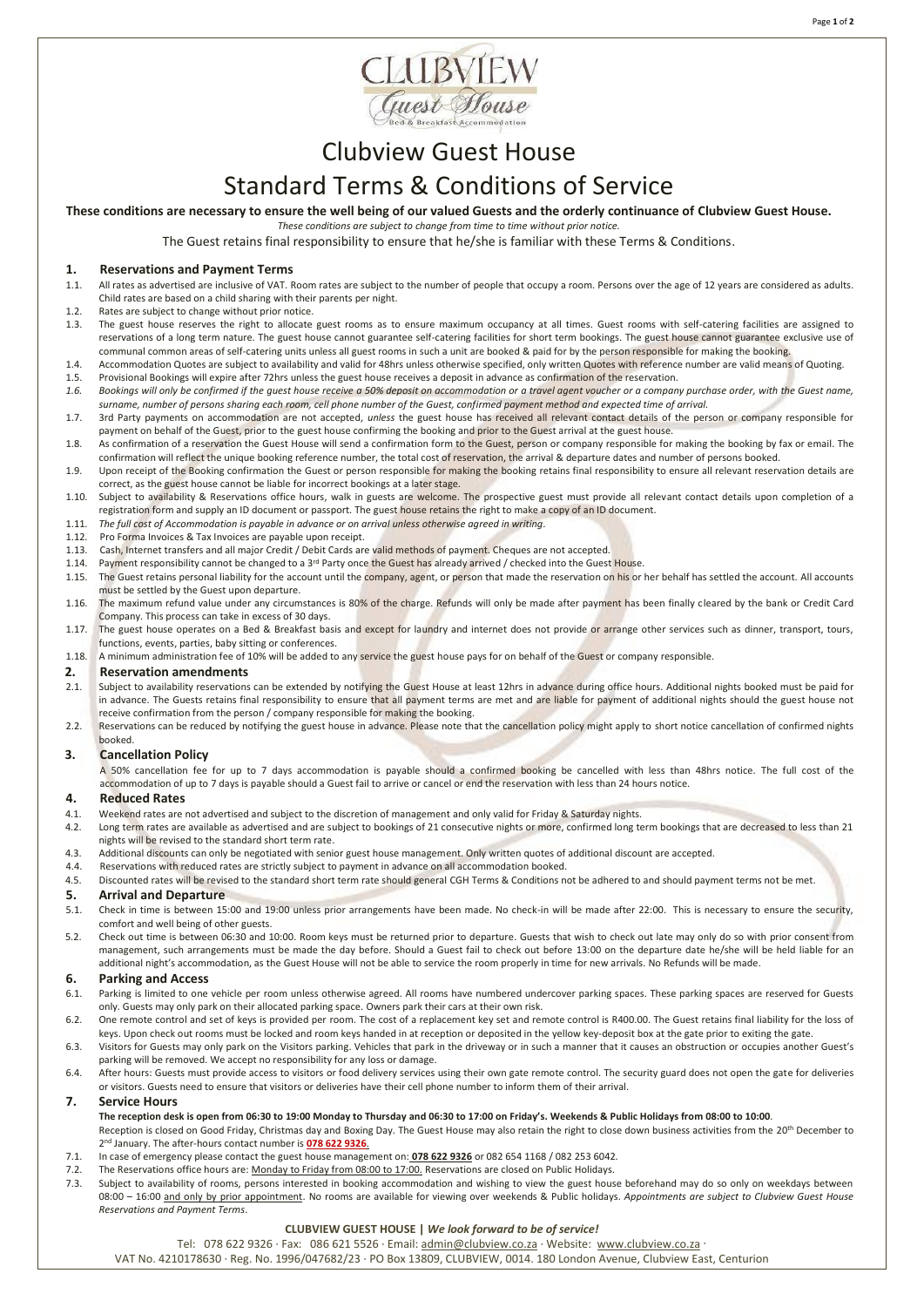# Clubview Guest House

# Standard Terms & Conditions of Service

**These conditions are necessary to ensure the well being of our valued Guests and the orderly continuance of Clubview Guest House.**

*These conditions are subject to change from time to time without prior notice.*

The Guest retains final responsibility to ensure that he/she is familiar with these Terms & Conditions.

## 1. Reservations and Payment Terms

1.1. All rates as advertised are inclusive of VAT. Room rates are subject to the number of people that occupy a room. Persons over the age of 12 years are considered as adults. Child rates are based on a child sharing with their parents per night.

1.2. Rates are subject to change without prior notice.

1.3. The guest house reserves the right to allocate guest rooms as to ensure maximum occupancy at all times. Guest rooms with self-catering facilities are assigned to reservations of a long term nature. The guest house cannot guarantee self-catering facilities for short term bookings. The guest house cannot guarantee exclusive use of communal common areas of self-catering units unless all guest rooms in such a unit are booked & paid for by the person responsible for making the booking.

1.4. Accommodation Quotes are subject to availability and valid for 48hrs unless otherwise specified, only written Quotes with reference number are valid means of Quoting.

1.5. Provisional Bookings will expire after 72hrs unless the guest house receives a deposit in advance as confirmation of the reservation.

*1.6. Bookings will only be confirmed if the guest house receive a 50% deposit on accommodation or a travel agent voucher or a company purchase order, with the Guest name, surname, number of persons sharing each room, cell phone number of the Guest, confirmed payment method and expected time of arrival.*

1.7. 3rd Party payments on accommodation are not accepted, *unless* the guest house has received all relevant contact details of the person or company responsible for payment on behalf of the Guest, prior to the guest house confirming the booking and prior to the Guest arrival at the guest house.

1.8. As confirmation of a reservation the Guest House will send a confirmation form to the Guest, person or company responsible for making the booking by fax or email. The confirmation will reflect the unique booking reference number, the total cost of reservation, the arrival & departure dates and number of persons booked.

1.9. Upon receipt of the Booking confirmation the Guest or person responsible for making the booking retains final responsibility to ensure all relevant reservation details are correct, as the guest house cannot be liable for incorrect bookings at a later stage.

1.10. Subject to availability & Reservations office hours, walk in guests are welcome. The prospective guest must provide all relevant contact details upon completion of a registration form and supply an ID document or passport. The guest house retains the right to make a copy of an ID document.

1.11. *The full cost of Accommodation is payable in advance or on arrival unless otherwise agreed in writing.*

1.12. Pro Forma Invoices & Tax Invoices are payable upon receipt.

1.13. Cash, Internet transfers and all major Credit / Debit Cards are valid methods of payment. Cheques are not accepted.

1.14. Payment responsibility cannot be changed to a 3rd Party once the Guest has already arrived / checked into the Guest House.

1.15. The Guest retains personal liability for the account until the company, agent, or person that made the reservation on his or her behalf has settled the account. All accounts must be settled by the Guest upon departure.

1.16. The maximum refund value under any circumstances is 80% of the charge. Refunds will only be made after payment has been finally cleared by the bank or Credit Card Company. This process can take in excess of 30 days.

1.17. The guest house operates on a Bed & Breakfast basis and except for laundry and internet does not provide or arrange other services such as dinner, transport, tours, functions, events, parties, baby sitting or conferences.

1.18. A minimum administration fee of 10% will be added to any service the guest house pays for on behalf of the Guest or company responsible.

## 2. Reservation amendments

2.1. Subject to availability reservations can be extended by notifying the Guest House at least 12hrs in advance during office hours. Additional nights booked must be paid for in advance. The Guests retains final responsibility to ensure that all payment terms are met and are liable for payment of additional nights should the guest house not receive confirmation from the person / company responsible for making the booking.

2.2. Reservations can be reduced by notifying the guest house in advance. Please note that the cancellation policy might apply to short notice cancellation of confirmed nights booked.

## 3. Cancellation Policy

A 50% cancellation fee for up to 7 days accommodation is payable should a confirmed booking be cancelled with less than 48hrs notice. The full cost of the accommodation of up to 7 days is payable should a Guest fail to arrive or cancel or end the reservation with less than 24 hours notice.

## 4. Reduced Rates

4.1. Weekend rates are not advertised and subject to the discretion of management and only valid for Friday & Saturday nights.

4.2. Long term rates are available as advertised and are subject to bookings of 21 consecutive nights or more, confirmed long term bookings that are decreased to less than 21 nights will be revised to the standard short term rate.

4.3. Additional discounts can only be negotiated with senior guest house management. Only written quotes of additional discount are accepted.

4.4. Reservations with reduced rates are strictly subject to payment in advance on all accommodation booked.

4.5. Discounted rates will be revised to the standard short term rate should general CGH Terms & Conditions not be adhered to and should payment terms not be met.

## 5. Arrival and Departure

5.1. Check in time is between 15:00 and 19:00 unless prior arrangements have been made. No check-in will be made after 22:00. This is necessary to ensure the security, comfort and well being of other guests.

5.2. Check out time is between 06:30 and 10:00. Room keys must be returned prior to departure. Guests that wish to check out late may only do so with prior consent from management, such arrangements must be made the day before. Should a Guest fail to check out before 13:00 on the departure date he/she will be held liable for an additional night's accommodation, as the Guest House will not be able to service the room properly in time for new arrivals. No Refunds will be made.

## 6. Parking and Access

6.1. Parking is limited to one vehicle per room unless otherwise agreed. All rooms have numbered undercover parking spaces. These parking spaces are reserved for Guests only. Guests may only park on their allocated parking space. Owners park their cars at their own risk.

6.2. One remote control and set of keys is provided per room. The cost of a replacement key set and remote control is R400.00. The Guest retains final liability for the loss of keys. Upon check out rooms must be locked and room keys handed in at reception or deposited in the yellow key-deposit box at the gate prior to exiting the gate.

6.3. Visitors for Guests may only park on the Visitors parking. Vehicles that park in the driveway or in such a manner that it causes an obstruction or occupies another Guest's parking will be removed. We accept no responsibility for any loss or damage.

6.4. After hours: Guests must provide access to visitors or food delivery services using their own gate remote control. The security guard does not open the gate for deliveries or visitors. Guests need to ensure that visitors or deliveries have their cell phone number to inform them of their arrival.

## 7. Service Hours

**The reception desk is open from 06:30 to 19:00 Monday to Thursday and 06:30 to 17:00 on Friday's. Weekends & Public Holidays from 08:00 to 10:00**.

Reception is closed on Good Friday, Christmas day and Boxing Day. The Guest House may also retain the right to close down business activities from the 20th December to 2nd January. The after-hours contact number is **078 622 9326**.

7.1. In case of emergency please contact the guest house management on: **078 622 9326** or 082 654 1168 / 082 253 6042.

7.2. The Reservations office hours are: Monday to Friday from 08:00 to 17:00. Reservations are closed on Public Holidays.

7.3. Subject to availability of rooms, persons interested in booking accommodation and wishing to view the guest house beforehand may do so only on weekdays between 08:00 – 16:00 and only by prior appointment. No rooms are available for viewing over weekends & Public holidays. *Appointments are subject to Clubview Guest House Reservations and Payment Terms*.

**CLUBVIEW GUEST HOUSE |** ***We look forward to be of service!***

Tel: 078 622 9326 · Fax: 086 621 5526 · Email: admin@clubview.co.za · Website: www.clubview.co.za ·
VAT No. 4210178630 · Reg. No. 1996/047682/23 · PO Box 13809, CLUBVIEW, 0014. 180 London Avenue, Clubview East, Centurion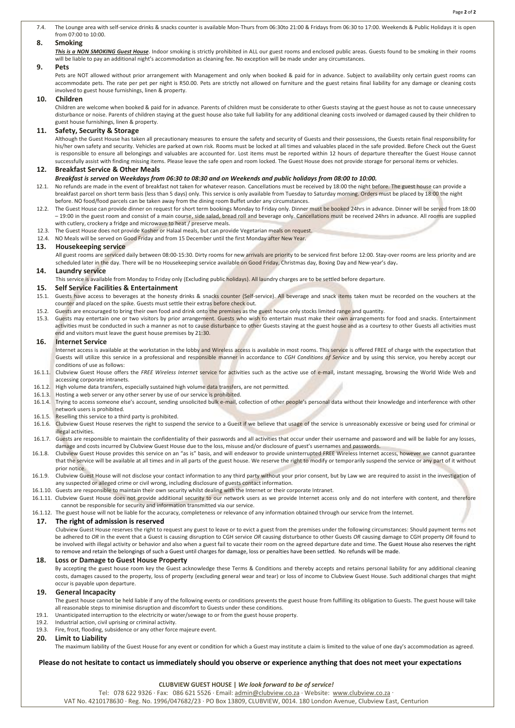7.4. The Lounge area with self-service drinks & snacks counter is available Mon-Thurs from 06:30to 21:00 & Fridays from 06:30 to 17:00. Weekends & Public Holidays it is open from 07:00 to 10:00.

## 8. Smoking

***This is a NON SMOKING Guest House***. Indoor smoking is strictly prohibited in ALL our guest rooms and enclosed public areas. Guests found to be smoking in their rooms will be liable to pay an additional night's accommodation as cleaning fee. No exception will be made under any circumstances.

## 9. Pets

Pets are NOT allowed without prior arrangement with Management and only when booked & paid for in advance. Subject to availability only certain guest rooms can accommodate pets. The rate per pet per night is R50.00. Pets are strictly not allowed on furniture and the guest retains final liability for any damage or cleaning costs involved to guest house furnishings, linen & property.

## 10. Children

Children are welcome when booked & paid for in advance. Parents of children must be considerate to other Guests staying at the guest house as not to cause unnecessary disturbance or noise. Parents of children staying at the guest house also take full liability for any additional cleaning costs involved or damaged caused by their children to guest house furnishings, linen & property.

## 11. Safety, Security & Storage

Although the Guest House has taken all precautionary measures to ensure the safety and security of Guests and their possessions, the Guests retain final responsibility for his/her own safety and security. Vehicles are parked at own risk. Rooms must be locked at all times and valuables placed in the safe provided. Before Check out the Guest is responsible to ensure all belongings and valuables are accounted for. Lost items must be reported within 12 hours of departure thereafter the Guest House cannot successfully assist with finding missing items. Please leave the safe open and room locked. The Guest House does not provide storage for personal items or vehicles.

## 12. Breakfast Service & Other Meals

***Breakfast is served on Weekdays from 06:30 to 08:30 and on Weekends and public holidays from 08:00 to 10:00.***

12.1. No refunds are made in the event of breakfast not taken for whatever reason. Cancellations must be received by 18:00 the night before. The guest house can provide a breakfast parcel on short term basis (less than 5 days) only. This service is only available from Tuesday to Saturday morning. Orders must be placed by 18:00 the night before. NO food/food parcels can be taken away from the dining room Buffet under any circumstances.

12.2. The Guest House can provide dinner on request for short term bookings Monday to Friday only. Dinner must be booked 24hrs in advance. Dinner will be served from 18:00 – 19:00 in the guest room and consist of a main course, side salad, bread roll and beverage only. Cancellations must be received 24hrs in advance. All rooms are supplied with cutlery, crockery a fridge and microwave to heat / preserve meals.

12.3. The Guest House does not provide Kosher or Halaal meals, but can provide Vegetarian meals on request.

12.4. NO Meals will be served on Good Friday and from 15 December until the first Monday after New Year.

## 13. Housekeeping service

All guest rooms are serviced daily between 08:00-15:30. Dirty rooms for new arrivals are priority to be serviced first before 12:00. Stay-over rooms are less priority and are scheduled later in the day. There will be no Housekeeping service available on Good Friday, Christmas day, Boxing Day and New-year's day.

## 14. Laundry service

This service is available from Monday to Friday only (Excluding public holidays). All laundry charges are to be settled before departure.

## 15. Self Service Facilities & Entertainment

15.1. Guests have access to beverages at the honesty drinks & snacks counter (Self-service). All beverage and snack items taken must be recorded on the vouchers at the counter and placed on the spike. Guests must settle their extras before check out.

15.2. Guests are encouraged to bring their own food and drink onto the premises as the guest house only stocks limited range and quantity.

15.3. Guests may entertain one or two visitors by prior arrangement. Guests who wish to entertain must make their own arrangements for food and snacks. Entertainment activities must be conducted in such a manner as not to cause disturbance to other Guests staying at the guest house and as a courtesy to other Guests all activities must end and visitors must leave the guest house premises by 21:30.

## 16. Internet Service

Internet access is available at the workstation in the lobby and Wireless access is available in most rooms. This service is offered FREE of charge with the expectation that Guests will utilize this service in a professional and responsible manner in accordance to *CGH Conditions of Service* and by using this service, you hereby accept our conditions of use as follows:

16.1.1. Clubview Guest House offers the *FREE Wireless Internet* service for activities such as the active use of e-mail, instant messaging, browsing the World Wide Web and accessing corporate intranets.

16.1.2. High volume data transfers, especially sustained high volume data transfers, are not permitted.

16.1.3. Hosting a web server or any other server by use of our service is prohibited.

16.1.4. Trying to access someone else's account, sending unsolicited bulk e-mail, collection of other people's personal data without their knowledge and interference with other network users is prohibited.

16.1.5. Reselling this service to a third party is prohibited.

16.1.6. Clubview Guest House reserves the right to suspend the service to a Guest if we believe that usage of the service is unreasonably excessive or being used for criminal or illegal activities.

16.1.7. Guests are responsible to maintain the confidentiality of their passwords and all activities that occur under their username and password and will be liable for any losses, damage and costs incurred by Clubview Guest House due to the loss, misuse and/or disclosure of guest's usernames and passwords.

16.1.8. Clubview Guest House provides this service on an "as is" basis, and will endeavor to provide uninterrupted FREE Wireless Internet access, however we cannot guarantee that the service will be available at all times and in all parts of the guest house. We reserve the right to modify or temporarily suspend the service or any part of it without prior notice.

16.1.9. Clubview Guest House will not disclose your contact information to any third party without your prior consent, but by Law we are required to assist in the investigation of any suspected or alleged crime or civil wrong, including disclosure of guests contact information.

16.1.10. Guests are responsible to maintain their own security whilst dealing with the Internet or their corporate Intranet.

16.1.11. Clubview Guest House does not provide additional security to our network users as we provide Internet access only and do not interfere with content, and therefore cannot be responsible for security and information transmitted via our service.

16.1.12. The guest house will not be liable for the accuracy, completeness or relevance of any information obtained through our service from the Internet.

## 17. The right of admission is reserved

Clubview Guest House reserves the right to request any guest to leave or to evict a guest from the premises under the following circumstances: Should payment terms not be adhered to *OR* in the event that a Guest is causing disruption to CGH service *OR* causing disturbance to other Guests *OR* causing damage to CGH property *OR* found to be involved with illegal activity or behavior and also when a guest fail to vacate their room on the agreed departure date and time. The Guest House also reserves the right to remove and retain the belongings of such a Guest until charges for damage, loss or penalties have been settled. No refunds will be made.

## 18. Loss or Damage to Guest House Property

By accepting the guest house room key the Guest acknowledge these Terms & Conditions and thereby accepts and retains personal liability for any additional cleaning costs, damages caused to the property, loss of property (excluding general wear and tear) or loss of income to Clubview Guest House. Such additional charges that might occur is payable upon departure.

## 19. General Incapacity

The guest house cannot be held liable if any of the following events or conditions prevents the guest house from fulfilling its obligation to Guests. The guest house will take all reasonable steps to minimise disruption and discomfort to Guests under these conditions.

19.1. Unanticipated interruption to the electricity or water/sewage to or from the guest house property.

19.2. Industrial action, civil uprising or criminal activity.

19.3. Fire, frost, flooding, subsidence or any other force majeure event.

## 20. Limit to Liability

The maximum liability of the Guest House for any event or condition for which a Guest may institute a claim is limited to the value of one day's accommodation as agreed.

**Please do not hesitate to contact us immediately should you observe or experience anything that does not meet your expectations**

**CLUBVIEW GUEST HOUSE |** ***We look forward to be of service!***

Tel: 078 622 9326 · Fax: 086 621 5526 · Email: admin@clubview.co.za · Website: www.clubview.co.za ·
VAT No. 4210178630 · Reg. No. 1996/047682/23 · PO Box 13809, CLUBVIEW, 0014. 180 London Avenue, Clubview East, Centurion